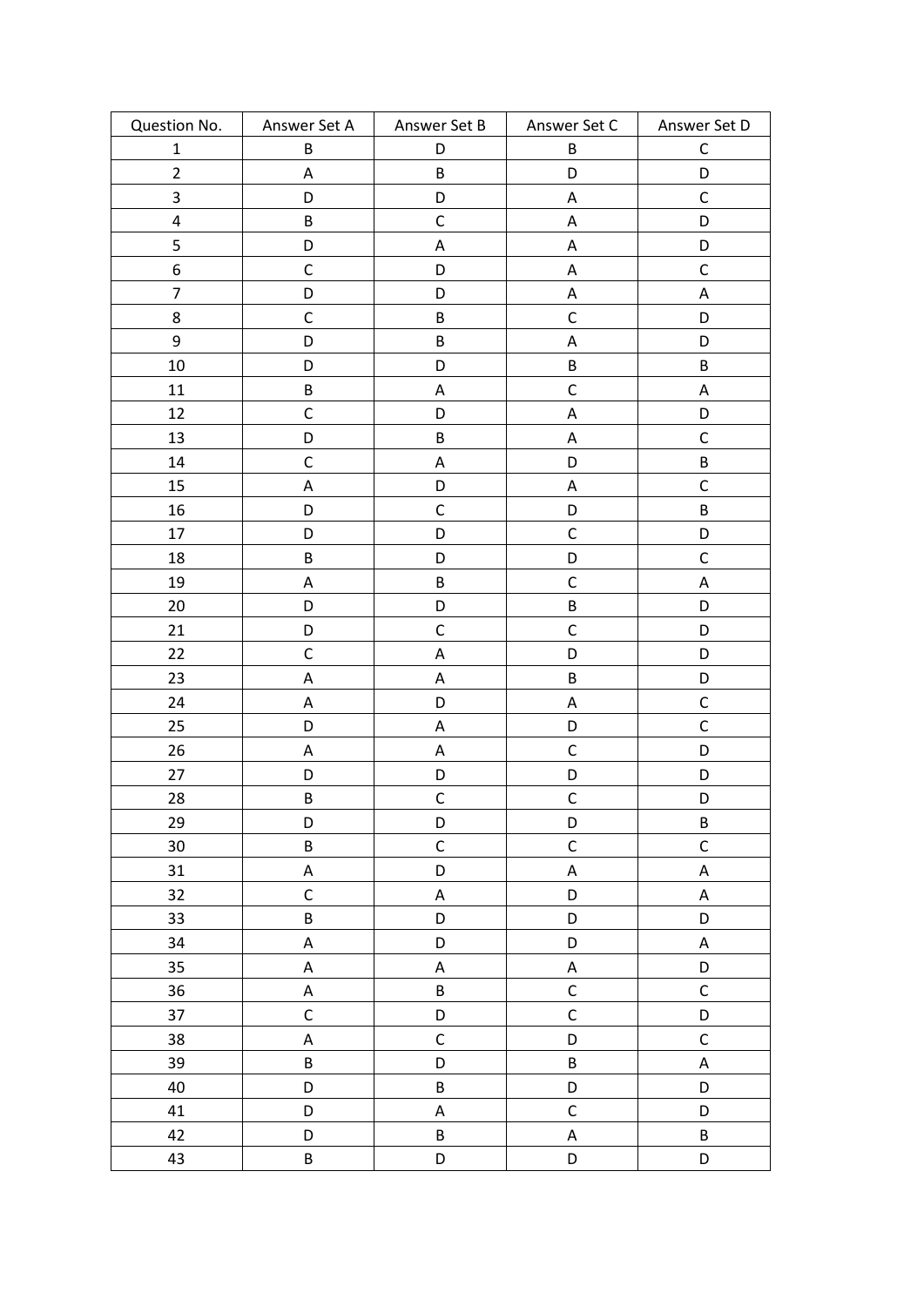| Question No. | Answer Set A | Answer Set B | Answer Set C | Answer Set D |
|---|---|---|---|---|
| 1 | B | D | B | C |
| 2 | A | B | D | D |
| 3 | D | D | A | C |
| 4 | B | C | A | D |
| 5 | D | A | A | D |
| 6 | C | D | A | C |
| 7 | D | D | A | A |
| 8 | C | B | C | D |
| 9 | D | B | A | D |
| 10 | D | D | B | B |
| 11 | B | A | C | A |
| 12 | C | D | A | D |
| 13 | D | B | A | C |
| 14 | C | A | D | B |
| 15 | A | D | A | C |
| 16 | D | C | D | B |
| 17 | D | D | C | D |
| 18 | B | D | D | C |
| 19 | A | B | C | A |
| 20 | D | D | B | D |
| 21 | D | C | C | D |
| 22 | C | A | D | D |
| 23 | A | A | B | D |
| 24 | A | D | A | C |
| 25 | D | A | D | C |
| 26 | A | A | C | D |
| 27 | D | D | D | D |
| 28 | B | C | C | D |
| 29 | D | D | D | B |
| 30 | B | C | C | C |
| 31 | A | D | A | A |
| 32 | C | A | D | A |
| 33 | B | D | D | D |
| 34 | A | D | D | A |
| 35 | A | A | A | D |
| 36 | A | B | C | C |
| 37 | C | D | C | D |
| 38 | A | C | D | C |
| 39 | B | D | B | A |
| 40 | D | B | D | D |
| 41 | D | A | C | D |
| 42 | D | B | A | B |
| 43 | B | D | D | D |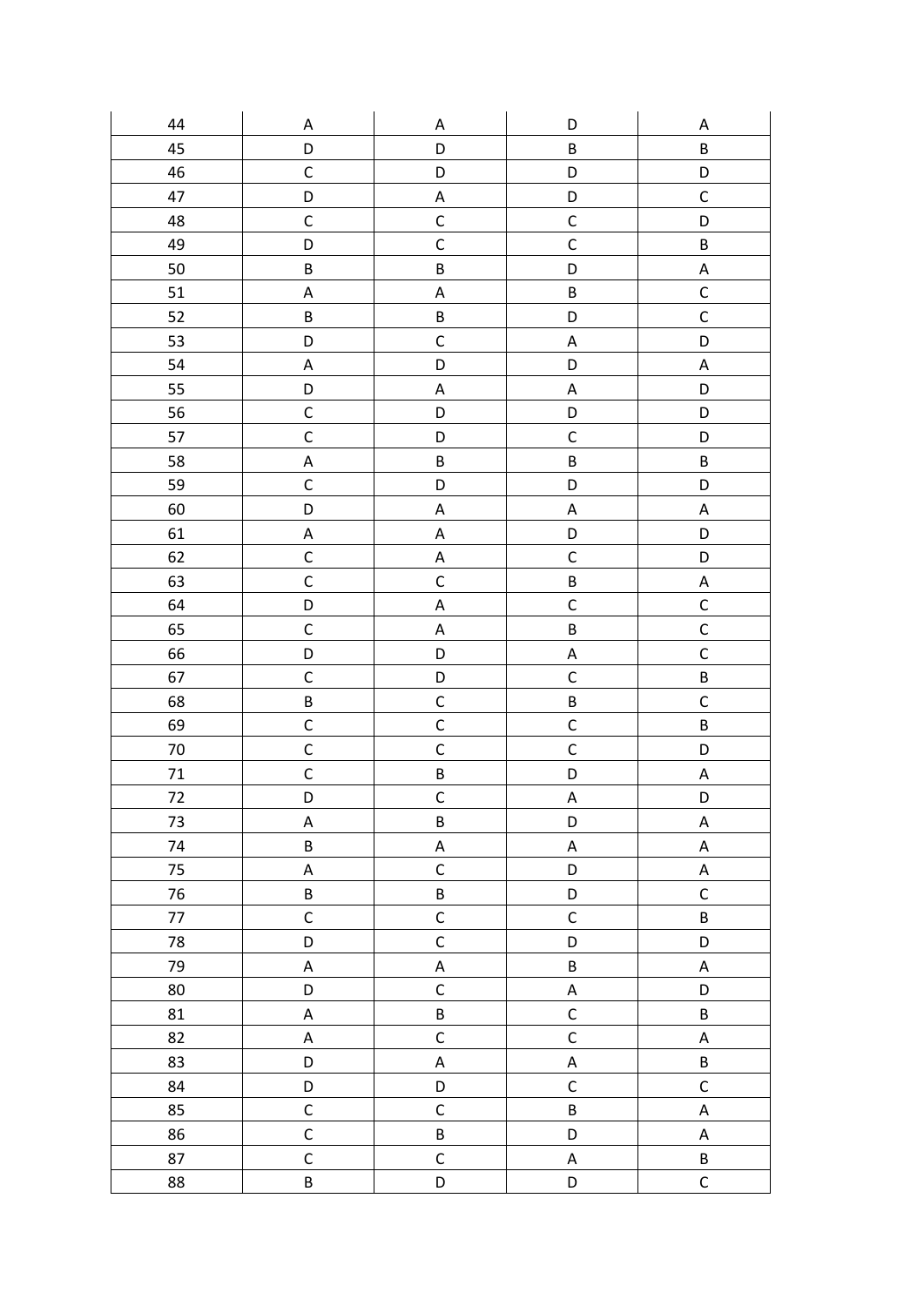| | | | | |
|---|---|---|---|---|
| 44 | A | A | D | A |
| 45 | D | D | B | B |
| 46 | C | D | D | D |
| 47 | D | A | D | C |
| 48 | C | C | C | D |
| 49 | D | C | C | B |
| 50 | B | B | D | A |
| 51 | A | A | B | C |
| 52 | B | B | D | C |
| 53 | D | C | A | D |
| 54 | A | D | D | A |
| 55 | D | A | A | D |
| 56 | C | D | D | D |
| 57 | C | D | C | D |
| 58 | A | B | B | B |
| 59 | C | D | D | D |
| 60 | D | A | A | A |
| 61 | A | A | D | D |
| 62 | C | A | C | D |
| 63 | C | C | B | A |
| 64 | D | A | C | C |
| 65 | C | A | B | C |
| 66 | D | D | A | C |
| 67 | C | D | C | B |
| 68 | B | C | B | C |
| 69 | C | C | C | B |
| 70 | C | C | C | D |
| 71 | C | B | D | A |
| 72 | D | C | A | D |
| 73 | A | B | D | A |
| 74 | B | A | A | A |
| 75 | A | C | D | A |
| 76 | B | B | D | C |
| 77 | C | C | C | B |
| 78 | D | C | D | D |
| 79 | A | A | B | A |
| 80 | D | C | A | D |
| 81 | A | B | C | B |
| 82 | A | C | C | A |
| 83 | D | A | A | B |
| 84 | D | D | C | C |
| 85 | C | C | B | A |
| 86 | C | B | D | A |
| 87 | C | C | A | B |
| 88 | B | D | D | C |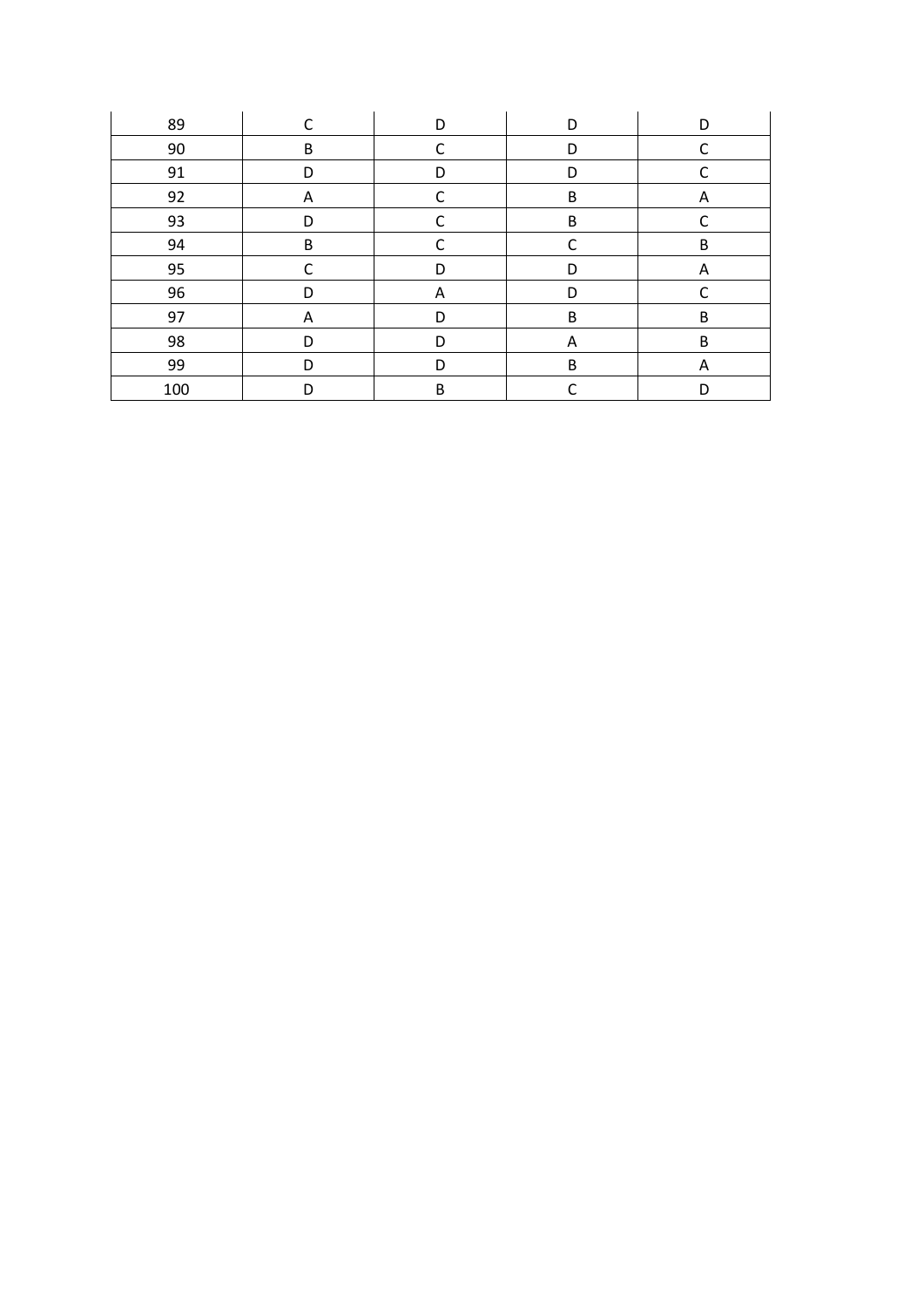| | | | | |
|---|---|---|---|---|
| 89 | C | D | D | D |
| 90 | B | C | D | C |
| 91 | D | D | D | C |
| 92 | A | C | B | A |
| 93 | D | C | B | C |
| 94 | B | C | C | B |
| 95 | C | D | D | A |
| 96 | D | A | D | C |
| 97 | A | D | B | B |
| 98 | D | D | A | B |
| 99 | D | D | B | A |
| 100 | D | B | C | D |